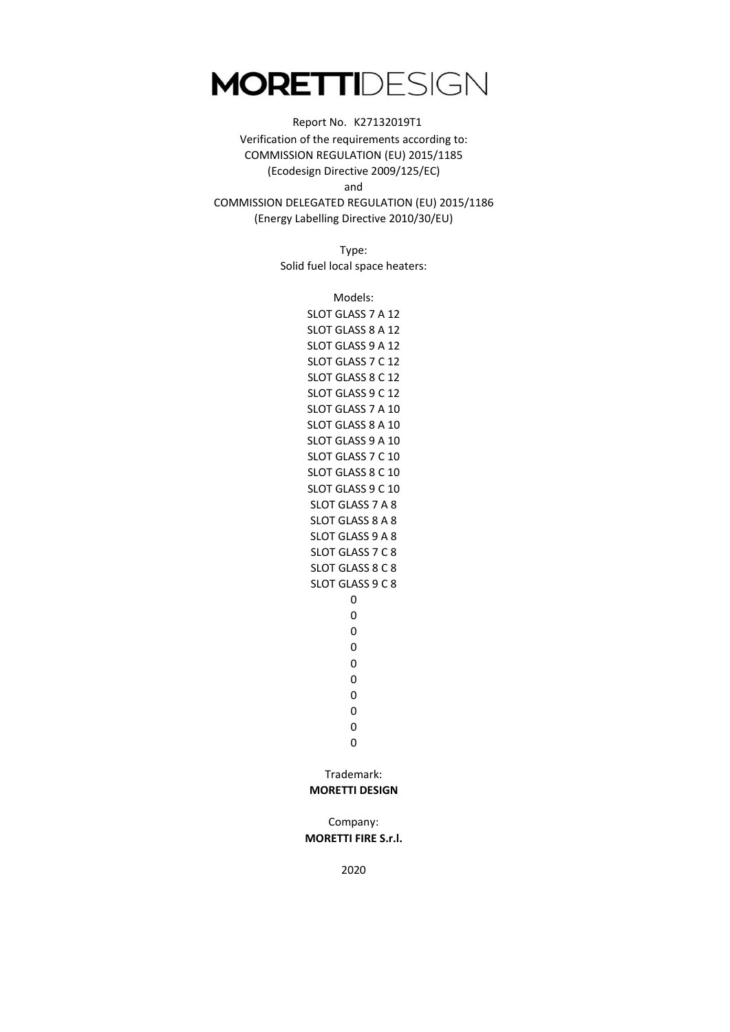# MORETTIDESIGN

Report No. K27132019T1

Verification of the requirements according to:

COMMISSION REGULATION (EU) 2015/1185

(Ecodesign Directive 2009/125/EC)

and

COMMISSION DELEGATED REGULATION (EU) 2015/1186

(Energy Labelling Directive 2010/30/EU)

Type:

Solid fuel local space heaters:

Models:

SLOT GLASS 7 A 12
SLOT GLASS 8 A 12
SLOT GLASS 9 A 12
SLOT GLASS 7 C 12
SLOT GLASS 8 C 12
SLOT GLASS 9 C 12
SLOT GLASS 7 A 10
SLOT GLASS 8 A 10
SLOT GLASS 9 A 10
SLOT GLASS 7 C 10
SLOT GLASS 8 C 10
SLOT GLASS 9 C 10
SLOT GLASS 7 A 8
SLOT GLASS 8 A 8
SLOT GLASS 9 A 8
SLOT GLASS 7 C 8
SLOT GLASS 8 C 8
SLOT GLASS 9 C 8
0
0
0
0
0
0
0
0
0
0

Trademark:

**MORETTI DESIGN**

Company:

**MORETTI FIRE S.r.l.**

2020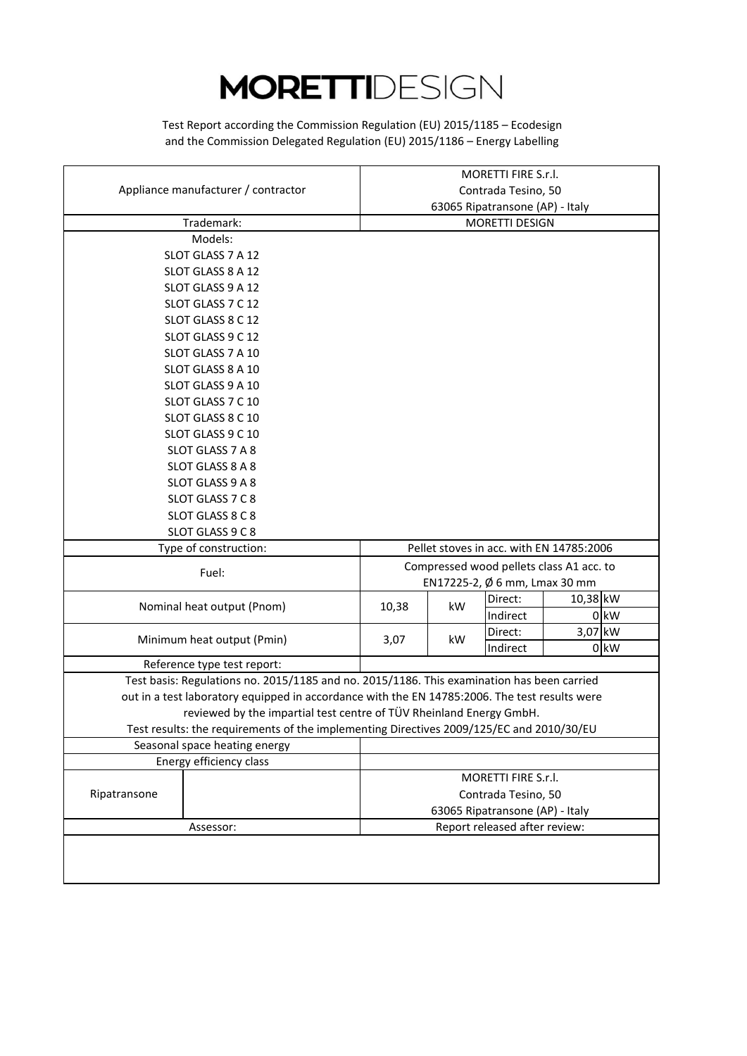# MORETTIDESIGN

Test Report according the Commission Regulation (EU) 2015/1185 – Ecodesign
and the Commission Delegated Regulation (EU) 2015/1186 – Energy Labelling

| | | | | | |
|---|---|---|---|---|---|
| Appliance manufacturer / contractor | MORETTI FIRE S.r.l.<br>Contrada Tesino, 50<br>63065 Ripatransone (AP) - Italy | | | | |
| Trademark: | MORETTI DESIGN | | | | |
| Models:<br>SLOT GLASS 7 A 12<br>SLOT GLASS 8 A 12<br>SLOT GLASS 9 A 12<br>SLOT GLASS 7 C 12<br>SLOT GLASS 8 C 12<br>SLOT GLASS 9 C 12<br>SLOT GLASS 7 A 10<br>SLOT GLASS 8 A 10<br>SLOT GLASS 9 A 10<br>SLOT GLASS 7 C 10<br>SLOT GLASS 8 C 10<br>SLOT GLASS 9 C 10<br>SLOT GLASS 7 A 8<br>SLOT GLASS 8 A 8<br>SLOT GLASS 9 A 8<br>SLOT GLASS 7 C 8<br>SLOT GLASS 8 C 8<br>SLOT GLASS 9 C 8 | | | | | |
| Type of construction: | Pellet stoves in acc. with EN 14785:2006 | | | | |
| Fuel: | Compressed wood pellets class A1 acc. to EN17225-2, Ø 6 mm, Lmax 30 mm | | | | |
| Nominal heat output (Pnom) | 10,38 | kW | Direct: | 10,38 | kW |
| | | | Indirect | 0 | kW |
| Minimum heat output (Pmin) | 3,07 | kW | Direct: | 3,07 | kW |
| | | | Indirect | 0 | kW |
| Reference type test report: | | | | | |
| Test basis: Regulations no. 2015/1185 and no. 2015/1186. This examination has been carried out in a test laboratory equipped in accordance with the EN 14785:2006. The test results were reviewed by the impartial test centre of TÜV Rheinland Energy GmbH.<br>Test results: the requirements of the implementing Directives 2009/125/EC and 2010/30/EU | | | | | |
| Seasonal space heating energy | | | | | |
| Energy efficiency class | | | | | |
| Ripatransone | MORETTI FIRE S.r.l.<br>Contrada Tesino, 50<br>63065 Ripatransone (AP) - Italy | | | | |
| Assessor: | Report released after review: | | | | |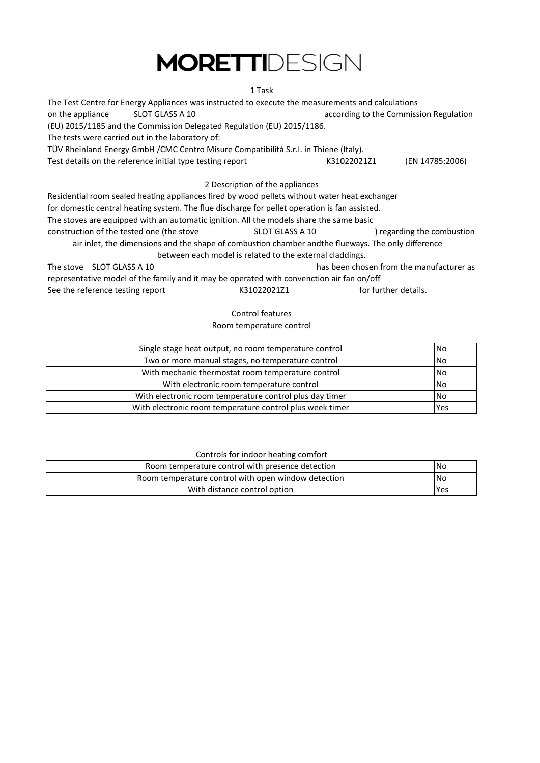# MORETTIDESIGN

## 1 Task

The Test Centre for Energy Appliances was instructed to execute the measurements and calculations on the appliance SLOT GLASS A 10 according to the Commission Regulation (EU) 2015/1185 and the Commission Delegated Regulation (EU) 2015/1186.
The tests were carried out in the laboratory of:
TÜV Rheinland Energy GmbH /CMC Centro Misure Compatibilità S.r.l. in Thiene (Italy).
Test details on the reference initial type testing report K31022021Z1 (EN 14785:2006)

## 2 Description of the appliances

Residential room sealed heating appliances fired by wood pellets without water heat exchanger for domestic central heating system. The flue discharge for pellet operation is fan assisted.
The stoves are equipped with an automatic ignition. All the models share the same basic construction of the tested one (the stove SLOT GLASS A 10 ) regarding the combustion air inlet, the dimensions and the shape of combustion chamber andthe flueways. The only difference between each model is related to the external claddings.
The stove SLOT GLASS A 10 has been chosen from the manufacturer as representative model of the family and it may be operated with convenction air fan on/off
See the reference testing report K31022021Z1 for further details.

### Control features

Room temperature control

| Room temperature control | |
|---|---|
| Single stage heat output, no room temperature control | No |
| Two or more manual stages, no temperature control | No |
| With mechanic thermostat room temperature control | No |
| With electronic room temperature control | No |
| With electronic room temperature control plus day timer | No |
| With electronic room temperature control plus week timer | Yes |

Controls for indoor heating comfort

| Controls for indoor heating comfort | |
|---|---|
| Room temperature control with presence detection | No |
| Room temperature control with open window detection | No |
| With distance control option | Yes |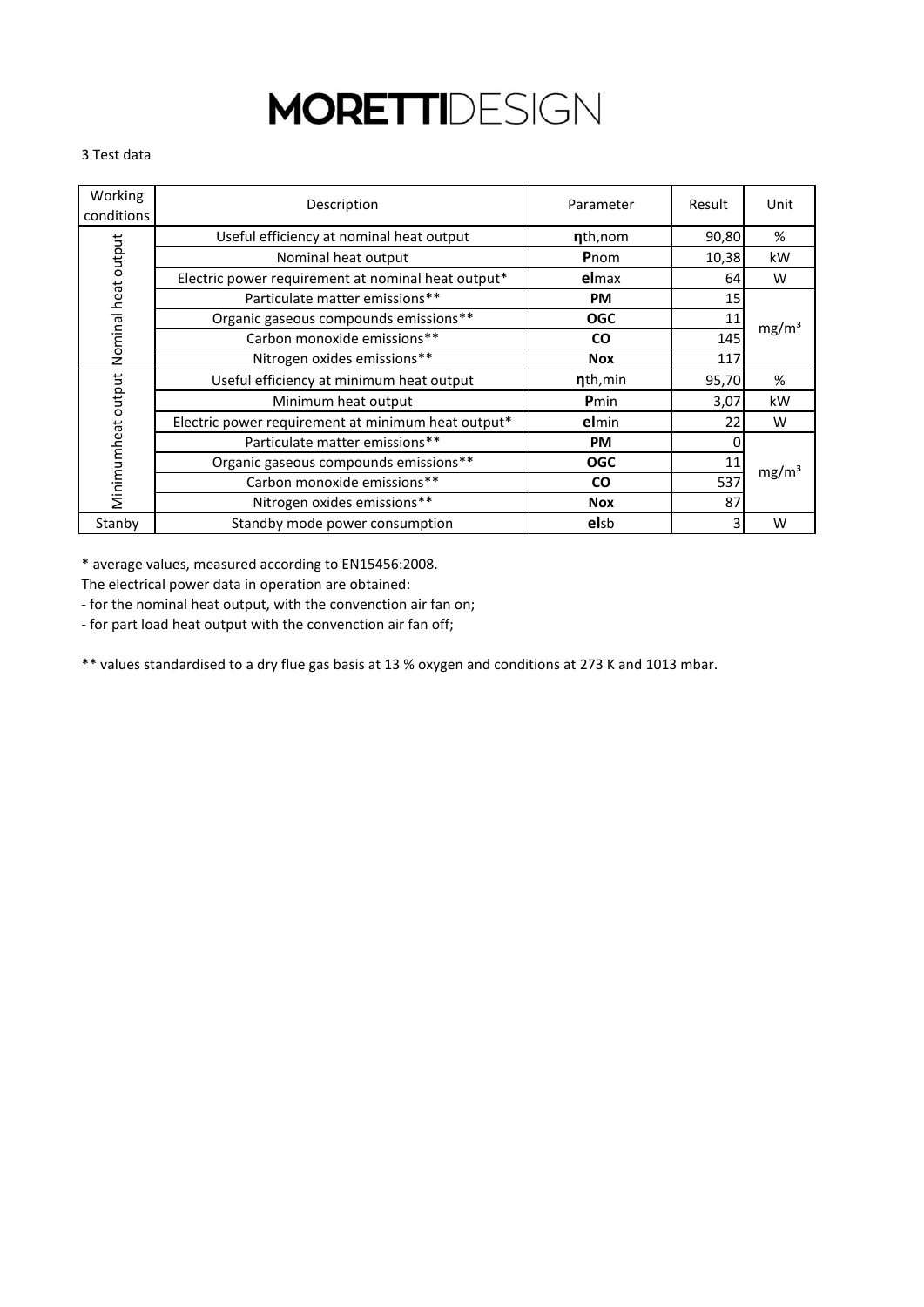# MORETTIDESIGN

3 Test data

| Working conditions | Description | Parameter | Result | Unit |
|---|---|---|---|---|
| Nominal heat output | Useful efficiency at nominal heat output | **η**th,nom | 90,80 | % |
| | Nominal heat output | **P**nom | 10,38 | kW |
| | Electric power requirement at nominal heat output* | **el**max | 64 | W |
| | Particulate matter emissions** | **PM** | 15 | mg/m³ |
| | Organic gaseous compounds emissions** | **OGC** | 11 | |
| | Carbon monoxide emissions** | **CO** | 145 | |
| | Nitrogen oxides emissions** | **Nox** | 117 | |
| Minimumheat output | Useful efficiency at minimum heat output | **η**th,min | 95,70 | % |
| | Minimum heat output | **P**min | 3,07 | kW |
| | Electric power requirement at minimum heat output* | **el**min | 22 | W |
| | Particulate matter emissions** | **PM** | 0 | mg/m³ |
| | Organic gaseous compounds emissions** | **OGC** | 11 | |
| | Carbon monoxide emissions** | **CO** | 537 | |
| | Nitrogen oxides emissions** | **Nox** | 87 | |
| Stanby | Standby mode power consumption | **el**sb | 3 | W |

* average values, measured according to EN15456:2008.
The electrical power data in operation are obtained:
- for the nominal heat output, with the convenction air fan on;
- for part load heat output with the convenction air fan off;

** values standardised to a dry flue gas basis at 13 % oxygen and conditions at 273 K and 1013 mbar.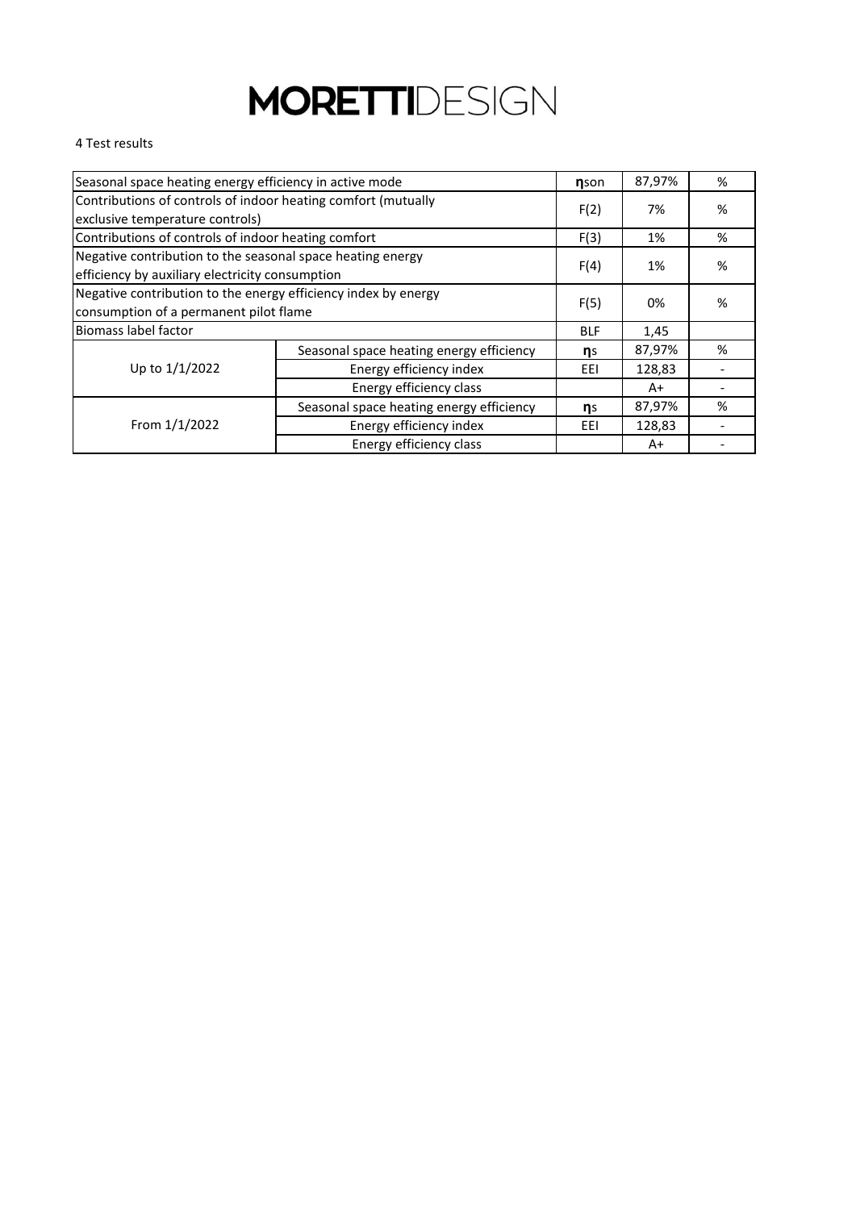# MORETTIDESIGN

4 Test results

| | | | | |
|---|---|---|---|---|
| Seasonal space heating energy efficiency in active mode | | **η**son | 87,97% | % |
| Contributions of controls of indoor heating comfort (mutually exclusive temperature controls) | | F(2) | 7% | % |
| Contributions of controls of indoor heating comfort | | F(3) | 1% | % |
| Negative contribution to the seasonal space heating energy efficiency by auxiliary electricity consumption | | F(4) | 1% | % |
| Negative contribution to the energy efficiency index by energy consumption of a permanent pilot flame | | F(5) | 0% | % |
| Biomass label factor | | BLF | 1,45 | |
| Up to 1/1/2022 | Seasonal space heating energy efficiency | **η**s | 87,97% | % |
| | Energy efficiency index | EEI | 128,83 | - |
| | Energy efficiency class | | A+ | - |
| From 1/1/2022 | Seasonal space heating energy efficiency | **η**s | 87,97% | % |
| | Energy efficiency index | EEI | 128,83 | - |
| | Energy efficiency class | | A+ | - |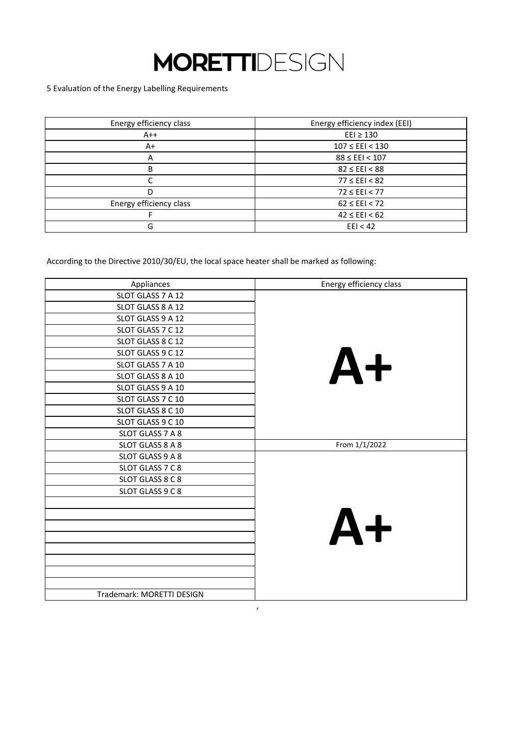# MORETTIDESIGN

5 Evaluation of the Energy Labelling Requirements

| Energy efficiency class | Energy efficiency index (EEI) |
|---|---|
| A++ | EEI ≥ 130 |
| A+ | 107 ≤ EEI < 130 |
| A | 88 ≤ EEI < 107 |
| B | 82 ≤ EEI < 88 |
| C | 77 ≤ EEI < 82 |
| D | 72 ≤ EEI < 77 |
| Energy efficiency class | 62 ≤ EEI < 72 |
| F | 42 ≤ EEI < 62 |
| G | EEI < 42 |

According to the Directive 2010/30/EU, the local space heater shall be marked as following:

| Appliances | Energy efficiency class |
|---|---|
| SLOT GLASS 7 A 12 | A+ |
| SLOT GLASS 8 A 12 | |
| SLOT GLASS 9 A 12 | |
| SLOT GLASS 7 C 12 | |
| SLOT GLASS 8 C 12 | |
| SLOT GLASS 9 C 12 | |
| SLOT GLASS 7 A 10 | |
| SLOT GLASS 8 A 10 | |
| SLOT GLASS 9 A 10 | |
| SLOT GLASS 7 C 10 | |
| SLOT GLASS 8 C 10 | |
| SLOT GLASS 9 C 10 | |
| SLOT GLASS 7 A 8 | |
| SLOT GLASS 8 A 8 | From 1/1/2022 |
| SLOT GLASS 9 A 8 | A+ |
| SLOT GLASS 7 C 8 | |
| SLOT GLASS 8 C 8 | |
| SLOT GLASS 9 C 8 | |
| | |
| | |
| | |
| | |
| | |
| | |
| | |
| | |
| Trademark: MORETTI DESIGN | |

,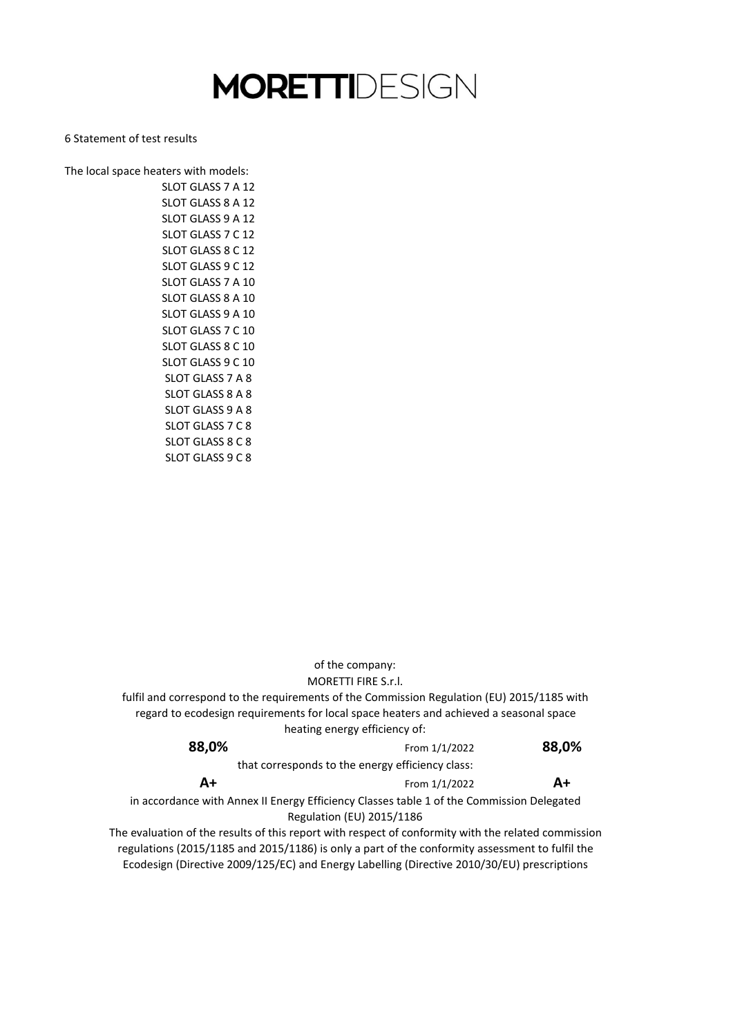# MORETTIDESIGN

6 Statement of test results

The local space heaters with models:

SLOT GLASS 7 A 12
SLOT GLASS 8 A 12
SLOT GLASS 9 A 12
SLOT GLASS 7 C 12
SLOT GLASS 8 C 12
SLOT GLASS 9 C 12
SLOT GLASS 7 A 10
SLOT GLASS 8 A 10
SLOT GLASS 9 A 10
SLOT GLASS 7 C 10
SLOT GLASS 8 C 10
SLOT GLASS 9 C 10
SLOT GLASS 7 A 8
SLOT GLASS 8 A 8
SLOT GLASS 9 A 8
SLOT GLASS 7 C 8
SLOT GLASS 8 C 8
SLOT GLASS 9 C 8

of the company:
MORETTI FIRE S.r.l.

fulfil and correspond to the requirements of the Commission Regulation (EU) 2015/1185 with regard to ecodesign requirements for local space heaters and achieved a seasonal space heating energy efficiency of:

**88,0%** From 1/1/2022 **88,0%**

that corresponds to the energy efficiency class:

**A+** From 1/1/2022 **A+**

in accordance with Annex II Energy Efficiency Classes table 1 of the Commission Delegated Regulation (EU) 2015/1186

The evaluation of the results of this report with respect of conformity with the related commission regulations (2015/1185 and 2015/1186) is only a part of the conformity assessment to fulfil the Ecodesign (Directive 2009/125/EC) and Energy Labelling (Directive 2010/30/EU) prescriptions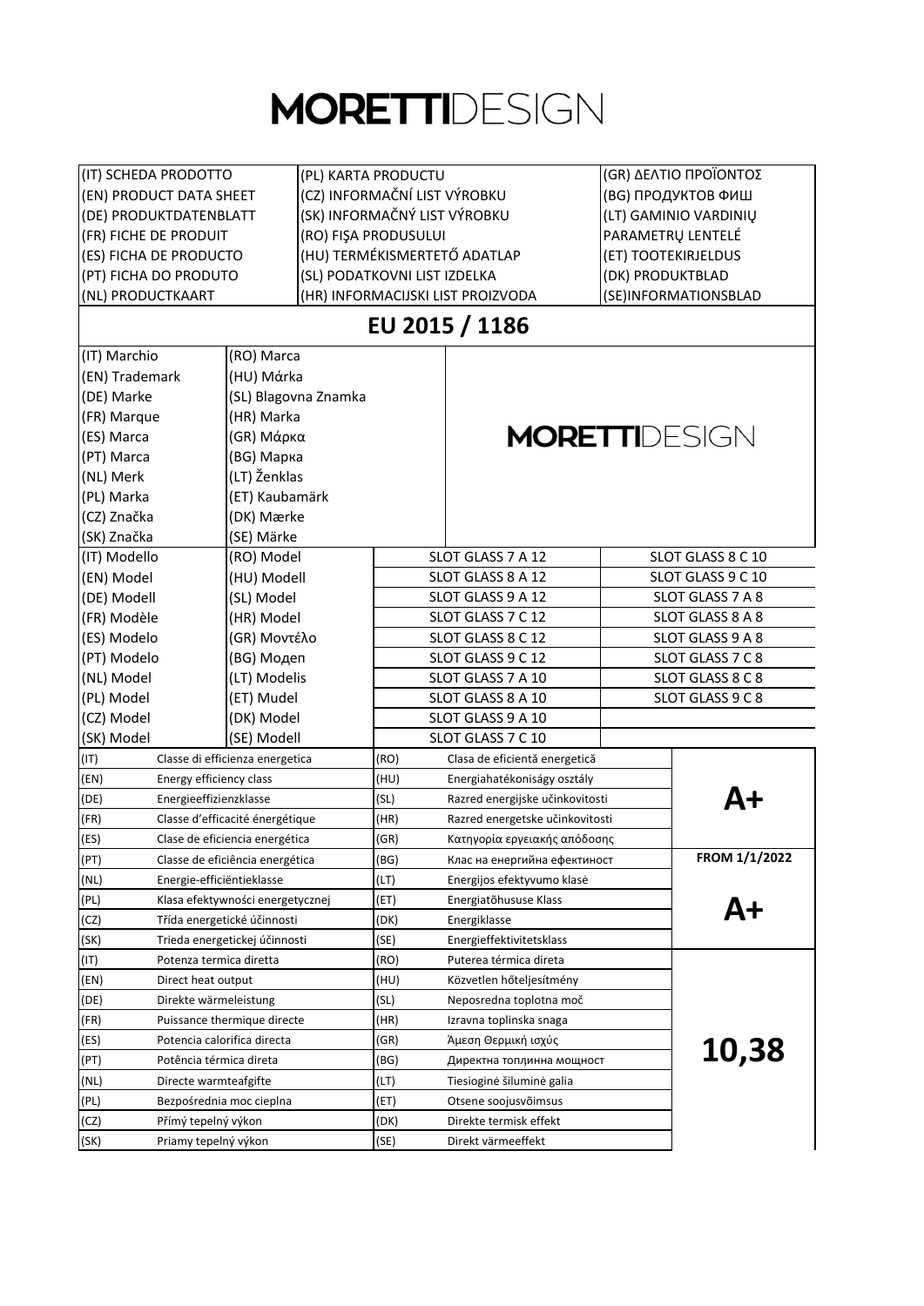# MORETTIDESIGN

| (IT) SCHEDA PRODOTTO | (PL) KARTA PRODUCTU | (GR) ΔΕΛΤΙΟ ΠΡΟΪΟΝΤΟΣ |
|---|---|---|
| (EN) PRODUCT DATA SHEET | (CZ) INFORMAČNÍ LIST VÝROBKU | (BG) ПРОДУКТОВ ФИШ |
| (DE) PRODUKTDATENBLATT | (SK) INFORMAČNÝ LIST VÝROBKU | (LT) GAMINIO VARDINIŲ PARAMETRŲ LENTELĖ |
| (FR) FICHE DE PRODUIT | (RO) FIŞA PRODUSULUI | (ET) TOOTEKIRJELDUS |
| (ES) FICHA DE PRODUCTO | (HU) TERMÉKISMERTETŐ ADATLAP | (DK) PRODUKTBLAD |
| (PT) FICHA DO PRODUTO | (SL) PODATKOVNI LIST IZDELKA | (SE)INFORMATIONSBLAD |
| (NL) PRODUCTKAART | (HR) INFORMACIJSKI LIST PROIZVODA | |

## EU 2015 / 1186

| | | | |
|---|---|---|---|
| (IT) Marchio | (RO) Marca | MORETTIDESIGN | |
| (EN) Trademark | (HU) Márka | | |
| (DE) Marke | (SL) Blagovna Znamka | | |
| (FR) Marque | (HR) Marka | | |
| (ES) Marca | (GR) Μάρκα | | |
| (PT) Marca | (BG) Марка | | |
| (NL) Merk | (LT) Ženklas | | |
| (PL) Marka | (ET) Kaubamärk | | |
| (CZ) Značka | (DK) Mærke | | |
| (SK) Značka | (SE) Märke | | |
| (IT) Modello | (RO) Model | SLOT GLASS 7 A 12 | SLOT GLASS 8 C 10 |
| (EN) Model | (HU) Modell | SLOT GLASS 8 A 12 | SLOT GLASS 9 C 10 |
| (DE) Modell | (SL) Model | SLOT GLASS 9 A 12 | SLOT GLASS 7 A 8 |
| (FR) Modèle | (HR) Model | SLOT GLASS 7 C 12 | SLOT GLASS 8 A 8 |
| (ES) Modelo | (GR) Μοντέλο | SLOT GLASS 8 C 12 | SLOT GLASS 9 A 8 |
| (PT) Modelo | (BG) Модел | SLOT GLASS 9 C 12 | SLOT GLASS 7 C 8 |
| (NL) Model | (LT) Modelis | SLOT GLASS 7 A 10 | SLOT GLASS 8 C 8 |
| (PL) Model | (ET) Mudel | SLOT GLASS 8 A 10 | SLOT GLASS 9 C 8 |
| (CZ) Model | (DK) Model | SLOT GLASS 9 A 10 | |
| (SK) Model | (SE) Modell | SLOT GLASS 7 C 10 | |

| | | | | |
|---|---|---|---|---|
| (IT) | Classe di efficienza energetica | (RO) | Clasa de eficientă energetică | **A+** |
| (EN) | Energy efficiency class | (HU) | Energiahatékonyság osztály | |
| (DE) | Energieeffizienzklasse | (SL) | Razred energijske učinkovitosti | |
| (FR) | Classe d'efficacité énergétique | (HR) | Razred energetske učinkovitosti | |
| (ES) | Clase de eficiencia energética | (GR) | Κατηγορία εργειακής απόδοσης | |
| (PT) | Classe de eficiência energética | (BG) | Клас на енергийна ефектиност | **FROM 1/1/2022** |
| (NL) | Energie-efficiëntieklasse | (LT) | Energijos efektyvumo klasė | **A+** |
| (PL) | Klasa efektywności energetycznej | (ET) | Energiatõhususe Klass | |
| (CZ) | Třída energetické účinnosti | (DK) | Energiklasse | |
| (SK) | Trieda energetickej účinnosti | (SE) | Energieffektivitetsklass | |
| (IT) | Potenza termica diretta | (RO) | Puterea térmica direta | **10,38** |
| (EN) | Direct heat output | (HU) | Közvetlen hőteljesítmény | |
| (DE) | Direkte wärmeleistung | (SL) | Neposredna toplotna moč | |
| (FR) | Puissance thermique directe | (HR) | Izravna toplinska snaga | |
| (ES) | Potencia calorifica directa | (GR) | Άμεση Θερμική ισχύς | |
| (PT) | Potência térmica direta | (BG) | Директна топлинна мощност | |
| (NL) | Directe warmteafgifte | (LT) | Tiesioginė šiluminė galia | |
| (PL) | Bezpośrednia moc cieplna | (ET) | Otsene soojusvõimsus | |
| (CZ) | Přímý tepelný výkon | (DK) | Direkte termisk effekt | |
| (SK) | Priamy tepelný výkon | (SE) | Direkt värmeeffekt | |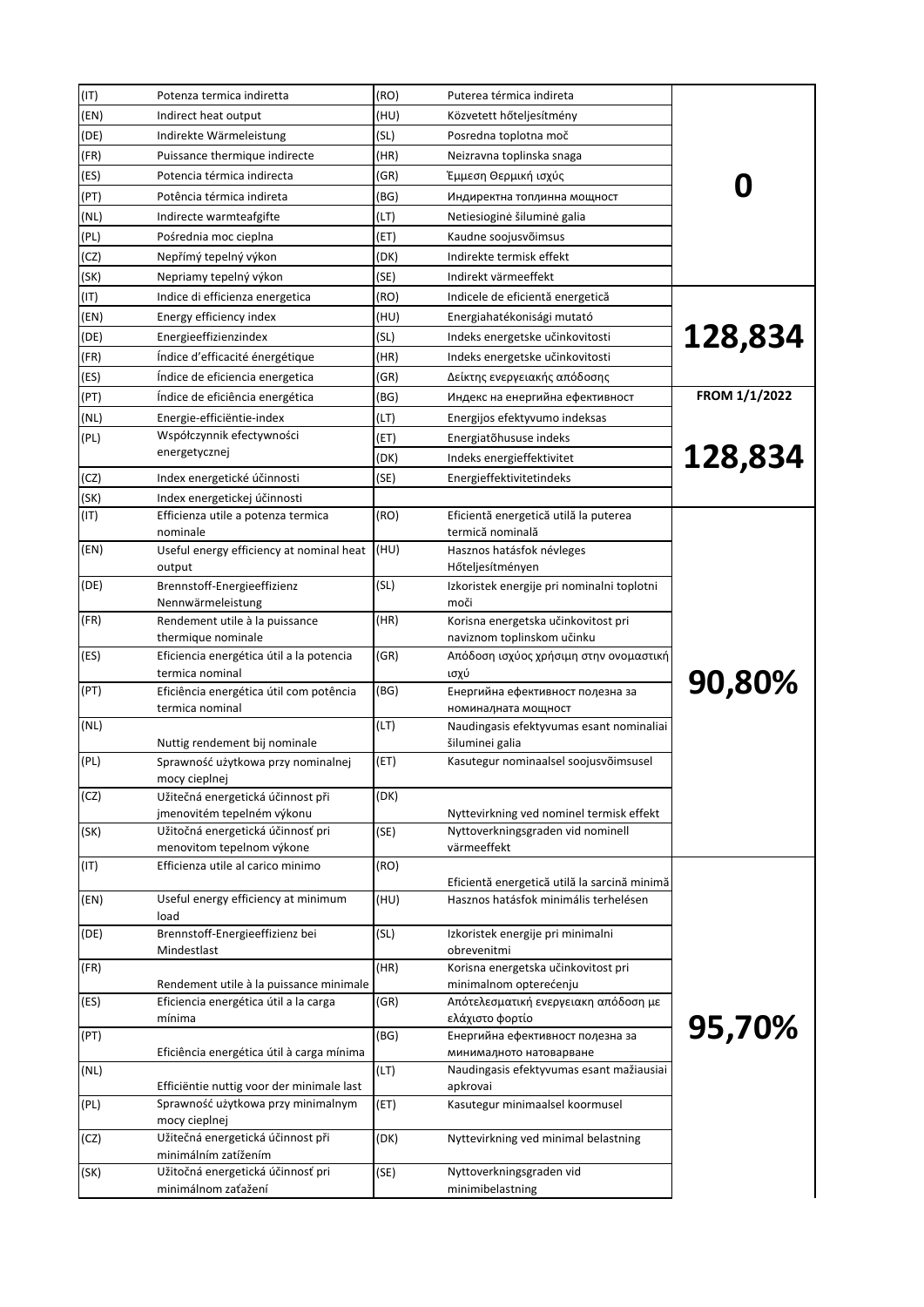| | | | | |
|---|---|---|---|---|
| (IT) | Potenza termica indiretta | (RO) | Puterea térmica indireta | **0** |
| (EN) | Indirect heat output | (HU) | Közvetett hőteljesítmény | |
| (DE) | Indirekte Wärmeleistung | (SL) | Posredna toplotna moč | |
| (FR) | Puissance thermique indirecte | (HR) | Neizravna toplinska snaga | |
| (ES) | Potencia térmica indirecta | (GR) | Έμμεση Θερμική ισχύς | |
| (PT) | Potência térmica indireta | (BG) | Индиректна топлинна мощност | |
| (NL) | Indirecte warmteafgifte | (LT) | Netiesioginė šiluminė galia | |
| (PL) | Pośrednia moc cieplna | (ET) | Kaudne soojusvõimsus | |
| (CZ) | Nepřímý tepelný výkon | (DK) | Indirekte termisk effekt | |
| (SK) | Nepriamy tepelný výkon | (SE) | Indirekt värmeeffekt | |
| (IT) | Indice di efficienza energetica | (RO) | Indicele de eficientă energetică | **128,834** |
| (EN) | Energy efficiency index | (HU) | Energiahatékonysági mutató | |
| (DE) | Energieeffizienzindex | (SL) | Indeks energetske učinkovitosti | |
| (FR) | Índice d'efficacité énergétique | (HR) | Indeks energetske učinkovitosti | |
| (ES) | Índice de eficiencia energetica | (GR) | Δείκτης ενεργειακής απόδοσης | |
| (PT) | Índice de eficiência energética | (BG) | Индекс на енергийна ефективност | **FROM 1/1/2022** |
| (NL) | Energie-efficiëntie-index | (LT) | Energijos efektyvumo indeksas | **128,834** |
| (PL) | Współczynnik efectywności energetycznej | (ET) | Energiatõhususe indeks | |
| | | (DK) | Indeks energieffektivitet | |
| (CZ) | Index energetické účinnosti | (SE) | Energieffektivitetindeks | |
| (SK) | Index energetickej účinnosti | | | |
| (IT) | Efficienza utile a potenza termica nominale | (RO) | Eficientă energetică utilă la puterea termică nominală | **90,80%** |
| (EN) | Useful energy efficiency at nominal heat output | (HU) | Hasznos hatásfok névleges Hőteljesítményen | |
| (DE) | Brennstoff-Energieeffizienz Nennwärmeleistung | (SL) | Izkoristek energije pri nominalni toplotni moči | |
| (FR) | Rendement utile à la puissance thermique nominale | (HR) | Korisna energetska učinkovitost pri naviznom toplinskom učinku | |
| (ES) | Eficiencia energética útil a la potencia termica nominal | (GR) | Απόδοση ισχύος χρήσιμη στην ονομαστική ισχύ | |
| (PT) | Eficiência energética útil com potência termica nominal | (BG) | Енергийна ефективност полезна за номиналната мощност | |
| (NL) | Nuttig rendement bij nominale | (LT) | Naudingasis efektyvumas esant nominaliai šiluminei galia | |
| (PL) | Sprawność użytkowa przy nominalnej mocy cieplnej | (ET) | Kasutegur nominaalsel soojusvõimsusel | |
| (CZ) | Užitečná energetická účinnost při jmenovitém tepelném výkonu | (DK) | Nyttevirkning ved nominel termisk effekt | |
| (SK) | Užitočná energetická účinnosť pri menovitom tepelnom výkone | (SE) | Nyttoverkningsgraden vid nominell värmeeffekt | |
| (IT) | Efficienza utile al carico minimo | (RO) | Eficientă energetică utilă la sarcină minimă | **95,70%** |
| (EN) | Useful energy efficiency at minimum load | (HU) | Hasznos hatásfok minimális terhelésen | |
| (DE) | Brennstoff-Energieeffizienz bei Mindestlast | (SL) | Izkoristek energije pri minimalni obrevenitmi | |
| (FR) | Rendement utile à la puissance minimale | (HR) | Korisna energetska učinkovitost pri minimalnom opterećenju | |
| (ES) | Eficiencia energética útil a la carga mínima | (GR) | Απότελεσματική ενεργειακη απόδοση με ελάχιστο φορτίο | |
| (PT) | Eficiência energética útil à carga mínima | (BG) | Енергийна ефективност полезна за минималното натоварване | |
| (NL) | Efficiëntie nuttig voor der minimale last | (LT) | Naudingasis efektyvumas esant mažiausiai apkrovai | |
| (PL) | Sprawność użytkowa przy minimalnym mocy cieplnej | (ET) | Kasutegur minimaalsel koormusel | |
| (CZ) | Užitečná energetická účinnost při minimálním zatížením | (DK) | Nyttevirkning ved minimal belastning | |
| (SK) | Užitočná energetická účinnosť pri minimálnom zaťažení | (SE) | Nyttoverkningsgraden vid minimibelastning | |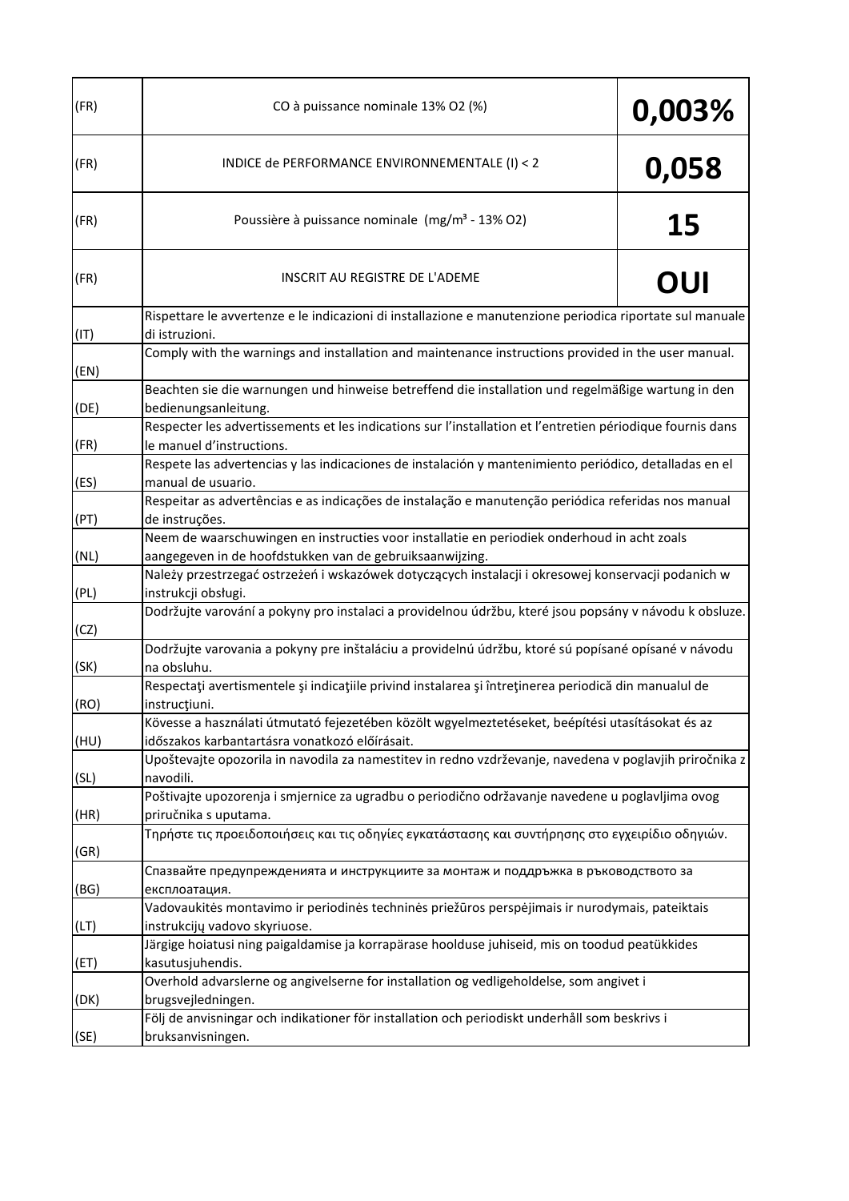| | | |
|---|---|---|
| (FR) | CO à puissance nominale 13% O2 (%) | **0,003%** |
| (FR) | INDICE de PERFORMANCE ENVIRONNEMENTALE (I) < 2 | **0,058** |
| (FR) | Poussière à puissance nominale (mg/m³ - 13% O2) | **15** |
| (FR) | INSCRIT AU REGISTRE DE L'ADEME | **OUI** |
| (IT) | Rispettare le avvertenze e le indicazioni di installazione e manutenzione periodica riportate sul manuale di istruzioni. | |
| (EN) | Comply with the warnings and installation and maintenance instructions provided in the user manual. | |
| (DE) | Beachten sie die warnungen und hinweise betreffend die installation und regelmäßige wartung in den bedienungsanleitung. | |
| (FR) | Respecter les advertissements et les indications sur l'installation et l'entretien périodique fournis dans le manuel d'instructions. | |
| (ES) | Respete las advertencias y las indicaciones de instalación y mantenimiento periódico, detalladas en el manual de usuario. | |
| (PT) | Respeitar as advertências e as indicações de instalação e manutenção periódica referidas nos manual de instruções. | |
| (NL) | Neem de waarschuwingen en instructies voor installatie en periodiek onderhoud in acht zoals aangegeven in de hoofdstukken van de gebruiksaanwijzing. | |
| (PL) | Należy przestrzegać ostrzeżeń i wskazówek dotyczących instalacji i okresowej konserwacji podanich w instrukcji obsługi. | |
| (CZ) | Dodržujte varování a pokyny pro instalaci a providelnou údržbu, které jsou popsány v návodu k obsluze. | |
| (SK) | Dodržujte varovania a pokyny pre inštaláciu a providelnú údržbu, ktoré sú popísané opísané v návodu na obsluhu. | |
| (RO) | Respectaţi avertismentele şi indicaţiile privind instalarea şi întreţinerea periodică din manualul de instrucţiuni. | |
| (HU) | Kövesse a használati útmutató fejezetében közölt wgyelmeztetéseket, beépítési utasításokat és az időszakos karbantartásra vonatkozó előírásait. | |
| (SL) | Upoštevajte opozorila in navodila za namestitev in redno vzdrževanje, navedena v poglavjih priročnika z navodili. | |
| (HR) | Poštivajte upozorenja i smjernice za ugradbu o periodično održavanje navedene u poglavljima ovog priručnika s uputama. | |
| (GR) | Τηρήστε τις προειδοποιήσεις και τις οδηγίες εγκατάστασης και συντήρησης στο εγχειρίδιο οδηγιών. | |
| (BG) | Спазвайте предупрежденията и инструкциите за монтаж и поддръжка в ръководството за експлоатация. | |
| (LT) | Vadovaukitės montavimo ir periodinės techninės priežiūros perspėjimais ir nurodymais, pateiktais instrukcijų vadovo skyriuose. | |
| (ET) | Järgige hoiatusi ning paigaldamise ja korrapärase hoolduse juhiseid, mis on toodud peatükkides kasutusjuhendis. | |
| (DK) | Overhold advarslerne og angivelserne for installation og vedligeholdelse, som angivet i brugsvejledningen. | |
| (SE) | Följ de anvisningar och indikationer för installation och periodiskt underhåll som beskrivs i bruksanvisningen. | |